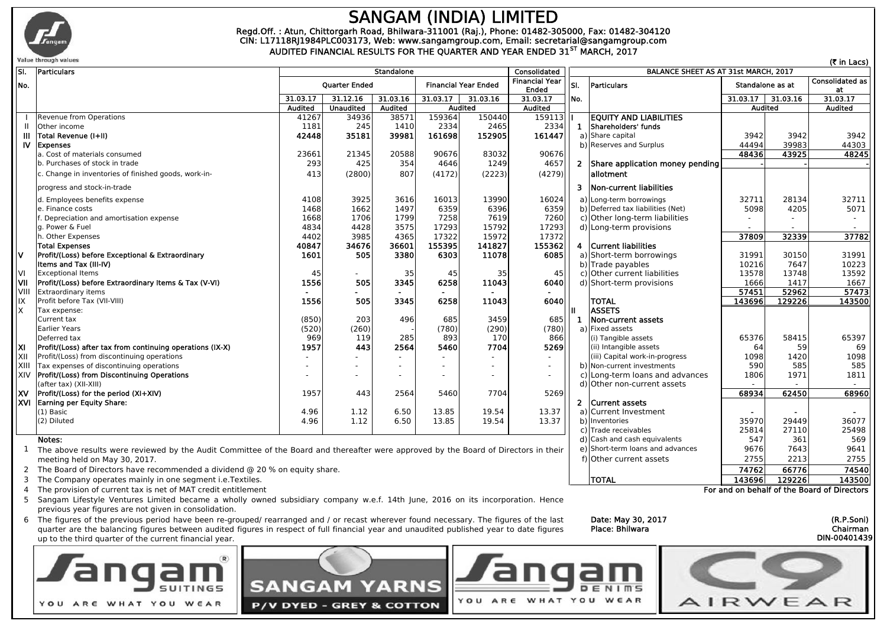# SANGAM (INDIA) LIMITED

Regd.Off. : Atun, Chittorgarh Road, Bhilwara-311001 (Raj.), Phone: 01482-305000, Fax: 01482-304120
CIN: L17118RJ1984PLC003173, Web: www.sangamgroup.com, Email: secretarial@sangamgroup.com

AUDITED FINANCIAL RESULTS FOR THE QUARTER AND YEAR ENDED 31ST MARCH, 2017

(₹ in Lacs)

| Sl. No. | Particulars | Standalone | | | | | Consolidated |
|---|---|---|---|---|---|---|---|
| | | Quarter Ended | | | Financial Year Ended | | Financial Year Ended |
| | | 31.03.17 | 31.12.16 | 31.03.16 | 31.03.17 | 31.03.16 | 31.03.17 |
| | | Audited | Unaudited | Audited | Audited | | Audited |
| I | Revenue from Operations | 41267 | 34936 | 38571 | 159364 | 150440 | 159113 |
| II | Other income | 1181 | 245 | 1410 | 2334 | 2465 | 2334 |
| III | **Total Revenue (I+II)** | **42448** | **35181** | **39981** | **161698** | **152905** | **161447** |
| IV | **Expenses** | | | | | | |
| | a. Cost of materials consumed | 23661 | 21345 | 20588 | 90676 | 83032 | 90676 |
| | b. Purchases of stock in trade | 293 | 425 | 354 | 4646 | 1249 | 4657 |
| | c. Change in inventories of finished goods, work-in-progress and stock-in-trade | 413 | (2800) | 807 | (4172) | (2223) | (4279) |
| | d. Employees benefits expense | 4108 | 3925 | 3616 | 16013 | 13990 | 16024 |
| | e. Finance costs | 1468 | 1662 | 1497 | 6359 | 6396 | 6359 |
| | f. Depreciation and amortisation expense | 1668 | 1706 | 1799 | 7258 | 7619 | 7260 |
| | g. Power & Fuel | 4834 | 4428 | 3575 | 17293 | 15792 | 17293 |
| | h. Other Expenses | 4402 | 3985 | 4365 | 17322 | 15972 | 17372 |
| | **Total Expenses** | **40847** | **34676** | **36601** | **155395** | **141827** | **155362** |
| V | **Profit/(Loss) before Exceptional & Extraordinary Items and Tax (III-IV)** | **1601** | **505** | **3380** | **6303** | **11078** | **6085** |
| VI | Exceptional Items | 45 | - | 35 | 45 | 35 | 45 |
| VII | **Profit/(Loss) before Extraordinary Items & Tax (V-VI)** | **1556** | **505** | **3345** | **6258** | **11043** | **6040** |
| VIII | Extraordinary items | - | - | - | - | - | - |
| IX | Profit before Tax (VII-VIII) | **1556** | **505** | **3345** | **6258** | **11043** | **6040** |
| X | Tax expense: | | | | | | |
| | Current tax | (850) | 203 | 496 | 685 | 3459 | 685 |
| | Earlier Years | (520) | (260) | | (780) | (290) | (780) |
| | Deferred tax | 969 | 119 | 285 | 893 | 170 | 866 |
| XI | **Profit/(Loss) after tax from continuing operations (IX-X)** | **1957** | **443** | **2564** | **5460** | **7704** | **5269** |
| XII | Profit/(Loss) from discontinuing operations | - | - | - | - | - | - |
| XIII | Tax expenses of discontinuing operations | - | - | - | - | - | - |
| XIV | **Profit/(Loss) from Discontinuing Operations** (after tax) (XII-XIII) | - | - | - | - | - | - |
| XV | **Profit/(Loss) for the period (XI+XIV)** | 1957 | 443 | 2564 | 5460 | 7704 | 5269 |
| XVI | **Earning per Equity Share:** | | | | | | |
| | (1) Basic | 4.96 | 1.12 | 6.50 | 13.85 | 19.54 | 13.37 |
| | (2) Diluted | 4.96 | 1.12 | 6.50 | 13.85 | 19.54 | 13.37 |

**Notes:**

1. The above results were reviewed by the Audit Committee of the Board and thereafter were approved by the Board of Directors in their meeting held on May 30, 2017.
2. The Board of Directors have recommended a dividend @ 20 % on equity share.
3. The Company operates mainly in one segment i.e.Textiles.
4. The provision of current tax is net of MAT credit entitlement
5. Sangam Lifestyle Ventures Limited became a wholly owned subsidiary company w.e.f. 14th June, 2016 on its incorporation. Hence previous year figures are not given in consolidation.
6. The figures of the previous period have been re-grouped/ rearranged and / or recast wherever found necessary. The figures of the last quarter are the balancing figures between audited figures in respect of full financial year and unaudited published year to date figures up to the third quarter of the current financial year.

| Sl. No. | BALANCE SHEET AS AT 31st MARCH, 2017 Particulars | Standalone as at | | Consolidated as at |
|---|---|---|---|---|
| | | 31.03.17 | 31.03.16 | 31.03.17 |
| | | Audited | | Audited |
| I | **EQUITY AND LIABILITIES** | | | |
| 1 | **Shareholders' funds** | | | |
| a) | Share capital | 3942 | 3942 | 3942 |
| b) | Reserves and Surplus | 44494 | 39983 | 44303 |
| | | **48436** | **43925** | **48245** |
| 2 | **Share application money pending allotment** | - | - | - |
| 3 | **Non-current liabilities** | | | |
| a) | Long-term borrowings | 32711 | 28134 | 32711 |
| b) | Deferred tax liabilities (Net) | 5098 | 4205 | 5071 |
| c) | Other long-term liabilities | - | - | - |
| d) | Long-term provisions | - | - | - |
| | | **37809** | **32339** | **37782** |
| 4 | **Current liabilities** | | | |
| a) | Short-term borrowings | 31991 | 30150 | 31991 |
| b) | Trade payables | 10216 | 7647 | 10223 |
| c) | Other current liabilities | 13578 | 13748 | 13592 |
| d) | Short-term provisions | 1666 | 1417 | 1667 |
| | | **57451** | **52962** | **57473** |
| | **TOTAL** | **143696** | **129226** | **143500** |
| II | **ASSETS** | | | |
| 1 | **Non-current assets** | | | |
| a) | Fixed assets | | | |
| | (i) Tangible assets | 65376 | 58415 | 65397 |
| | (ii) Intangible assets | 64 | 59 | 69 |
| | (iii) Capital work-in-progress | 1098 | 1420 | 1098 |
| b) | Non-current investments | 590 | 585 | 585 |
| c) | Long-term loans and advances | 1806 | 1971 | 1811 |
| d) | Other non-current assets | - | - | - |
| | | **68934** | **62450** | **68960** |
| 2 | **Current assets** | | | |
| a) | Current Investment | - | - | - |
| b) | Inventories | 35970 | 29449 | 36077 |
| c) | Trade receivables | 25814 | 27110 | 25498 |
| d) | Cash and cash equivalents | 547 | 361 | 569 |
| e) | Short-term loans and advances | 9676 | 7643 | 9641 |
| f) | Other current assets | 2755 | 2213 | 2755 |
| | | **74762** | **66776** | **74540** |
| | **TOTAL** | **143696** | **129226** | **143500** |

For and on behalf of the Board of Directors

Date: May 30, 2017
Place: Bhilwara

(R.P.Soni)
Chairman
DIN-00401439

Sangam SUITINGS — YOU ARE WHAT YOU WEAR | SANGAM YARNS — P/V DYED - GREY & COTTON | Sangam DENIMS — YOU ARE WHAT YOU WEAR | C9 AIRWEAR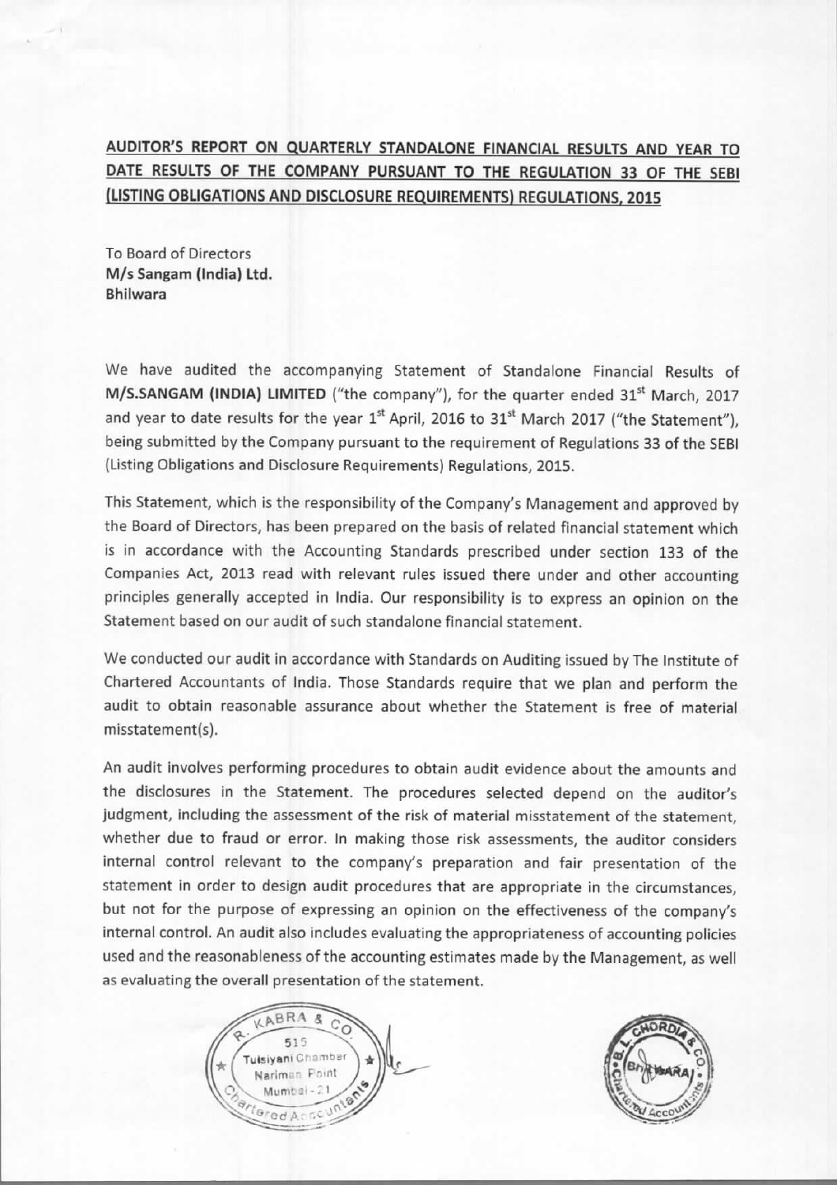## AUDITOR'S REPORT ON QUARTERLY STANDALONE FINANCIAL RESULTS AND YEAR TO DATE RESULTS OF THE COMPANY PURSUANT TO THE REGULATION 33 OF THE SEBI (LISTING OBLIGATIONS AND DISCLOSURE REQUIREMENTS) REGULATIONS, 2015

To Board of Directors
**M/s Sangam (India) Ltd.**
**Bhilwara**

We have audited the accompanying Statement of Standalone Financial Results of **M/S.SANGAM (INDIA) LIMITED** ("the company"), for the quarter ended 31st March, 2017 and year to date results for the year 1st April, 2016 to 31st March 2017 ("the Statement"), being submitted by the Company pursuant to the requirement of Regulations 33 of the SEBI (Listing Obligations and Disclosure Requirements) Regulations, 2015.

This Statement, which is the responsibility of the Company's Management and approved by the Board of Directors, has been prepared on the basis of related financial statement which is in accordance with the Accounting Standards prescribed under section 133 of the Companies Act, 2013 read with relevant rules issued there under and other accounting principles generally accepted in India. Our responsibility is to express an opinion on the Statement based on our audit of such standalone financial statement.

We conducted our audit in accordance with Standards on Auditing issued by The Institute of Chartered Accountants of India. Those Standards require that we plan and perform the audit to obtain reasonable assurance about whether the Statement is free of material misstatement(s).

An audit involves performing procedures to obtain audit evidence about the amounts and the disclosures in the Statement. The procedures selected depend on the auditor's judgment, including the assessment of the risk of material misstatement of the statement, whether due to fraud or error. In making those risk assessments, the auditor considers internal control relevant to the company's preparation and fair presentation of the statement in order to design audit procedures that are appropriate in the circumstances, but not for the purpose of expressing an opinion on the effectiveness of the company's internal control. An audit also includes evaluating the appropriateness of accounting policies used and the reasonableness of the accounting estimates made by the Management, as well as evaluating the overall presentation of the statement.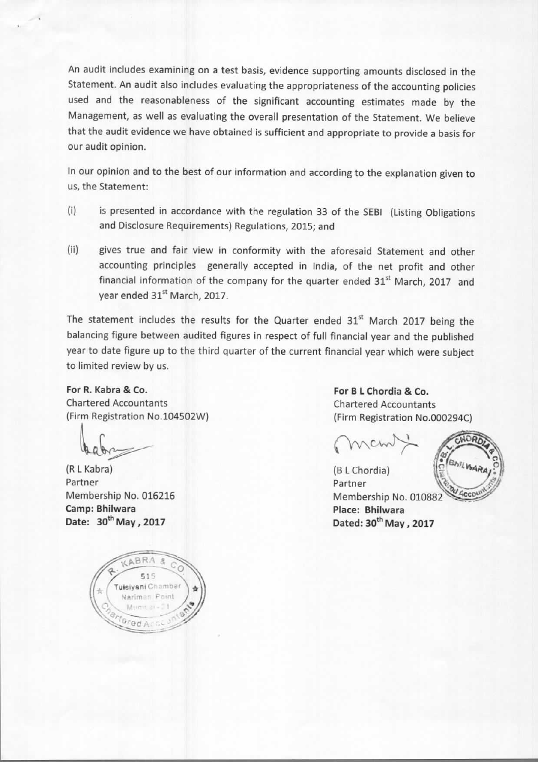An audit includes examining on a test basis, evidence supporting amounts disclosed in the Statement. An audit also includes evaluating the appropriateness of the accounting policies used and the reasonableness of the significant accounting estimates made by the Management, as well as evaluating the overall presentation of the Statement. We believe that the audit evidence we have obtained is sufficient and appropriate to provide a basis for our audit opinion.

In our opinion and to the best of our information and according to the explanation given to us, the Statement:

(i) is presented in accordance with the regulation 33 of the SEBI (Listing Obligations and Disclosure Requirements) Regulations, 2015; and

(ii) gives true and fair view in conformity with the aforesaid Statement and other accounting principles generally accepted in India, of the net profit and other financial information of the company for the quarter ended 31st March, 2017 and year ended 31st March, 2017.

The statement includes the results for the Quarter ended 31st March 2017 being the balancing figure between audited figures in respect of full financial year and the published year to date figure up to the third quarter of the current financial year which were subject to limited review by us.

**For R. Kabra & Co.**
Chartered Accountants
(Firm Registration No.104502W)

(R L Kabra)
Partner
Membership No. 016216
**Camp: Bhilwara**
**Date: 30th May , 2017**

**For B L Chordia & Co.**
Chartered Accountants
(Firm Registration No.000294C)

(B L Chordia)
Partner
Membership No. 010882
**Place: Bhilwara**
**Dated: 30th May , 2017**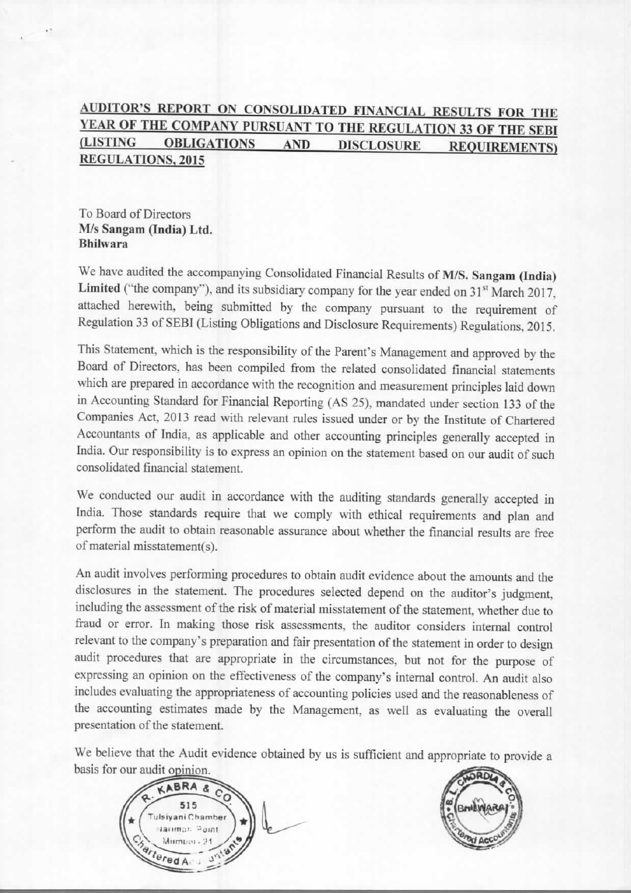## AUDITOR'S REPORT ON CONSOLIDATED FINANCIAL RESULTS FOR THE YEAR OF THE COMPANY PURSUANT TO THE REGULATION 33 OF THE SEBI (LISTING OBLIGATIONS AND DISCLOSURE REQUIREMENTS) REGULATIONS, 2015

To Board of Directors
**M/s Sangam (India) Ltd.**
**Bhilwara**

We have audited the accompanying Consolidated Financial Results of **M/S. Sangam (India) Limited** ("the company"), and its subsidiary company for the year ended on 31st March 2017, attached herewith, being submitted by the company pursuant to the requirement of Regulation 33 of SEBI (Listing Obligations and Disclosure Requirements) Regulations, 2015.

This Statement, which is the responsibility of the Parent's Management and approved by the Board of Directors, has been compiled from the related consolidated financial statements which are prepared in accordance with the recognition and measurement principles laid down in Accounting Standard for Financial Reporting (AS 25), mandated under section 133 of the Companies Act, 2013 read with relevant rules issued under or by the Institute of Chartered Accountants of India, as applicable and other accounting principles generally accepted in India. Our responsibility is to express an opinion on the statement based on our audit of such consolidated financial statement.

We conducted our audit in accordance with the auditing standards generally accepted in India. Those standards require that we comply with ethical requirements and plan and perform the audit to obtain reasonable assurance about whether the financial results are free of material misstatement(s).

An audit involves performing procedures to obtain audit evidence about the amounts and the disclosures in the statement. The procedures selected depend on the auditor's judgment, including the assessment of the risk of material misstatement of the statement, whether due to fraud or error. In making those risk assessments, the auditor considers internal control relevant to the company's preparation and fair presentation of the statement in order to design audit procedures that are appropriate in the circumstances, but not for the purpose of expressing an opinion on the effectiveness of the company's internal control. An audit also includes evaluating the appropriateness of accounting policies used and the reasonableness of the accounting estimates made by the Management, as well as evaluating the overall presentation of the statement.

We believe that the Audit evidence obtained by us is sufficient and appropriate to provide a basis for our audit opinion.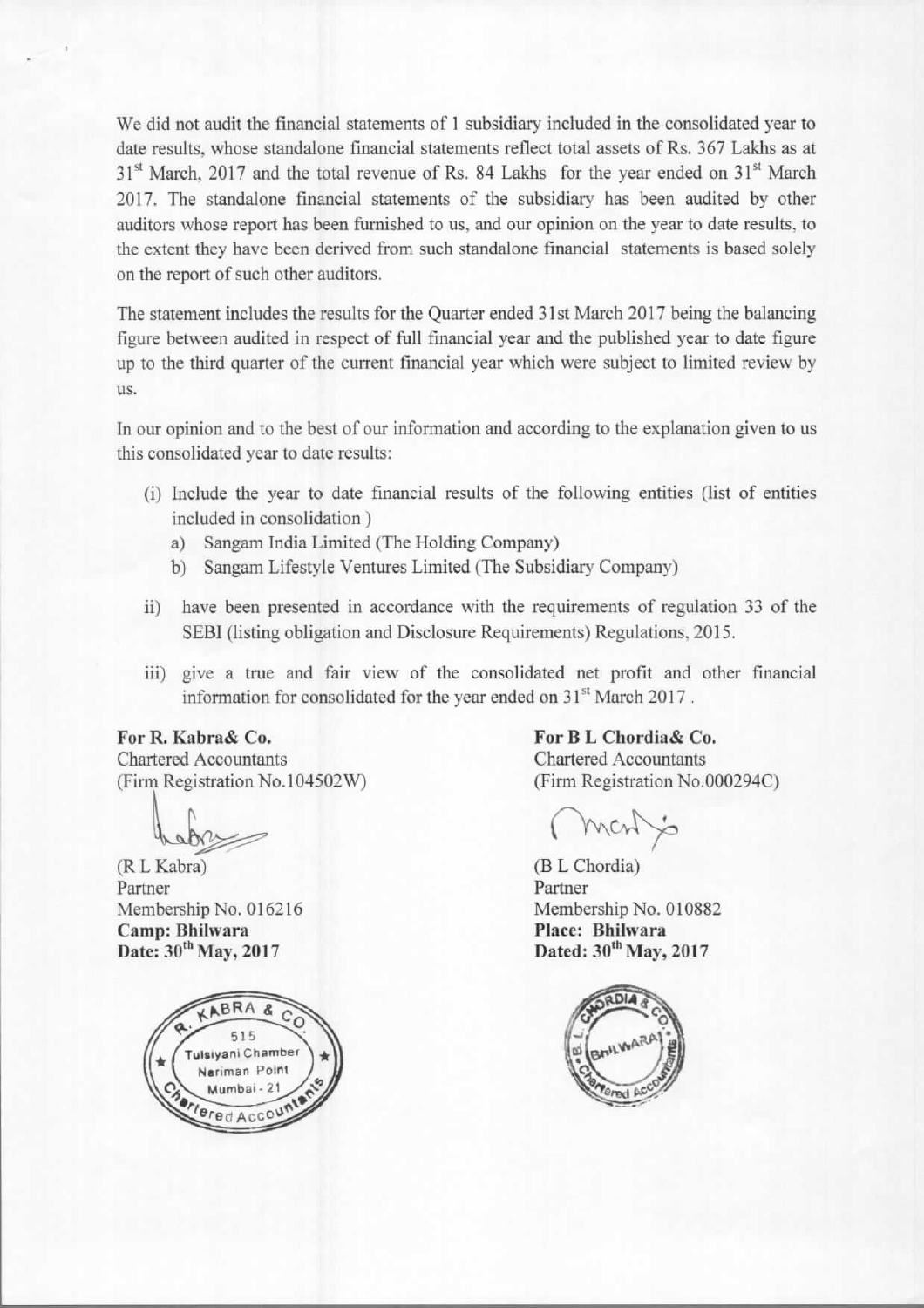We did not audit the financial statements of 1 subsidiary included in the consolidated year to date results, whose standalone financial statements reflect total assets of Rs. 367 Lakhs as at 31st March, 2017 and the total revenue of Rs. 84 Lakhs for the year ended on 31st March 2017. The standalone financial statements of the subsidiary has been audited by other auditors whose report has been furnished to us, and our opinion on the year to date results, to the extent they have been derived from such standalone financial statements is based solely on the report of such other auditors.

The statement includes the results for the Quarter ended 31st March 2017 being the balancing figure between audited in respect of full financial year and the published year to date figure up to the third quarter of the current financial year which were subject to limited review by us.

In our opinion and to the best of our information and according to the explanation given to us this consolidated year to date results:

(i) Include the year to date financial results of the following entities (list of entities included in consolidation )
   a) Sangam India Limited (The Holding Company)
   b) Sangam Lifestyle Ventures Limited (The Subsidiary Company)

ii) have been presented in accordance with the requirements of regulation 33 of the SEBI (listing obligation and Disclosure Requirements) Regulations, 2015.

iii) give a true and fair view of the consolidated net profit and other financial information for consolidated for the year ended on 31st March 2017 .

**For R. Kabra& Co.**
Chartered Accountants
(Firm Registration No.104502W)

(R L Kabra)
Partner
Membership No. 016216
**Camp: Bhilwara**
**Date: 30th May, 2017**

**For B L Chordia& Co.**
Chartered Accountants
(Firm Registration No.000294C)

(B L Chordia)
Partner
Membership No. 010882
**Place: Bhilwara**
**Dated: 30th May, 2017**